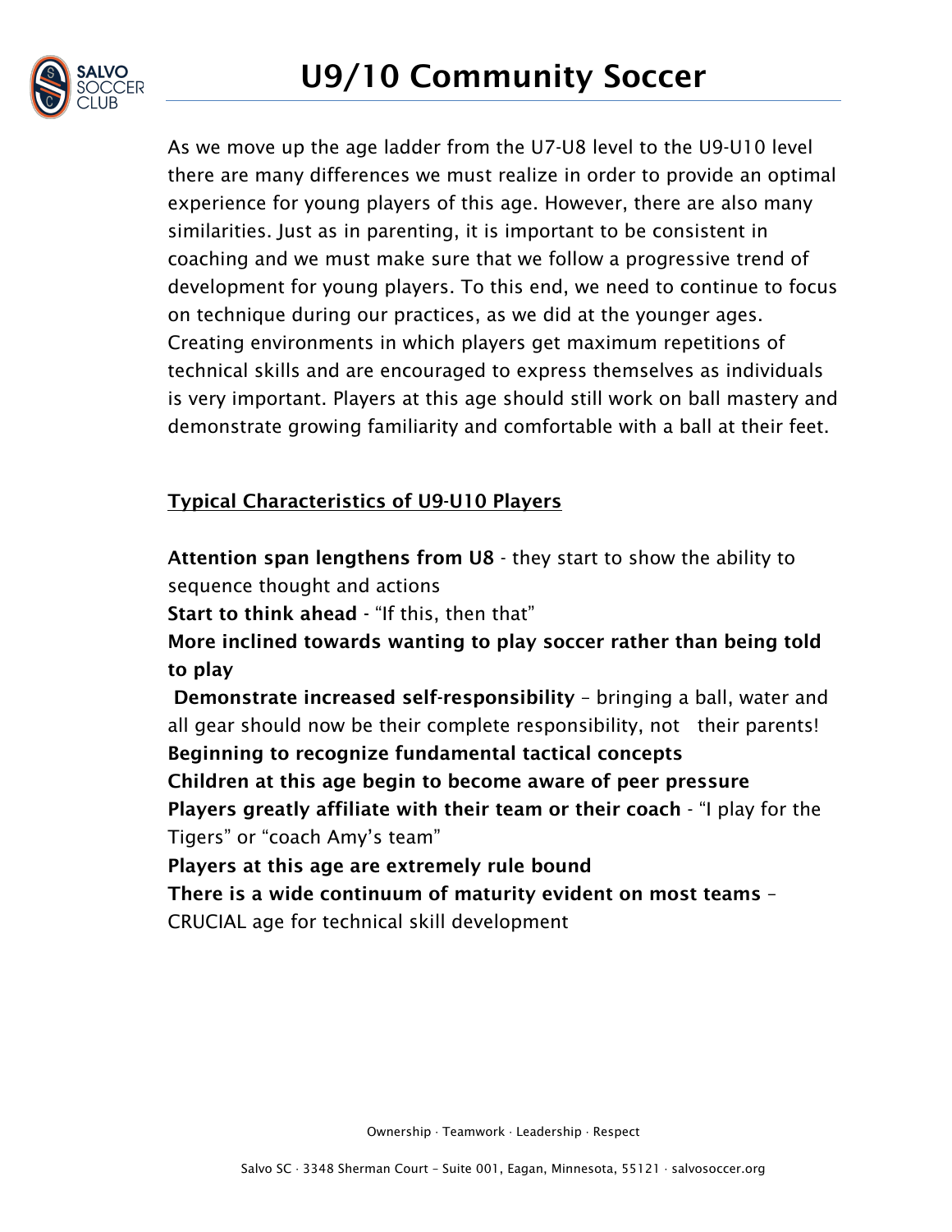# U9/10 Community Soccer

As we move up the age ladder from the U7-U8 level to the U9-U10 level there are many differences we must realize in order to provide an optimal experience for young players of this age. However, there are also many similarities. Just as in parenting, it is important to be consistent in coaching and we must make sure that we follow a progressive trend of development for young players. To this end, we need to continue to focus on technique during our practices, as we did at the younger ages. Creating environments in which players get maximum repetitions of technical skills and are encouraged to express themselves as individuals is very important. Players at this age should still work on ball mastery and demonstrate growing familiarity and comfortable with a ball at their feet.

## Typical Characteristics of U9-U10 Players

**Attention span lengthens from U8** - they start to show the ability to sequence thought and actions

**Start to think ahead** - "If this, then that"

**More inclined towards wanting to play soccer rather than being told to play**

**Demonstrate increased self-responsibility** – bringing a ball, water and all gear should now be their complete responsibility, not their parents!

**Beginning to recognize fundamental tactical concepts**

**Children at this age begin to become aware of peer pressure**

**Players greatly affiliate with their team or their coach** - "I play for the Tigers" or "coach Amy's team"

**Players at this age are extremely rule bound**

**There is a wide continuum of maturity evident on most teams** – CRUCIAL age for technical skill development

Ownership · Teamwork · Leadership · Respect

Salvo SC · 3348 Sherman Court – Suite 001, Eagan, Minnesota, 55121 · salvosoccer.org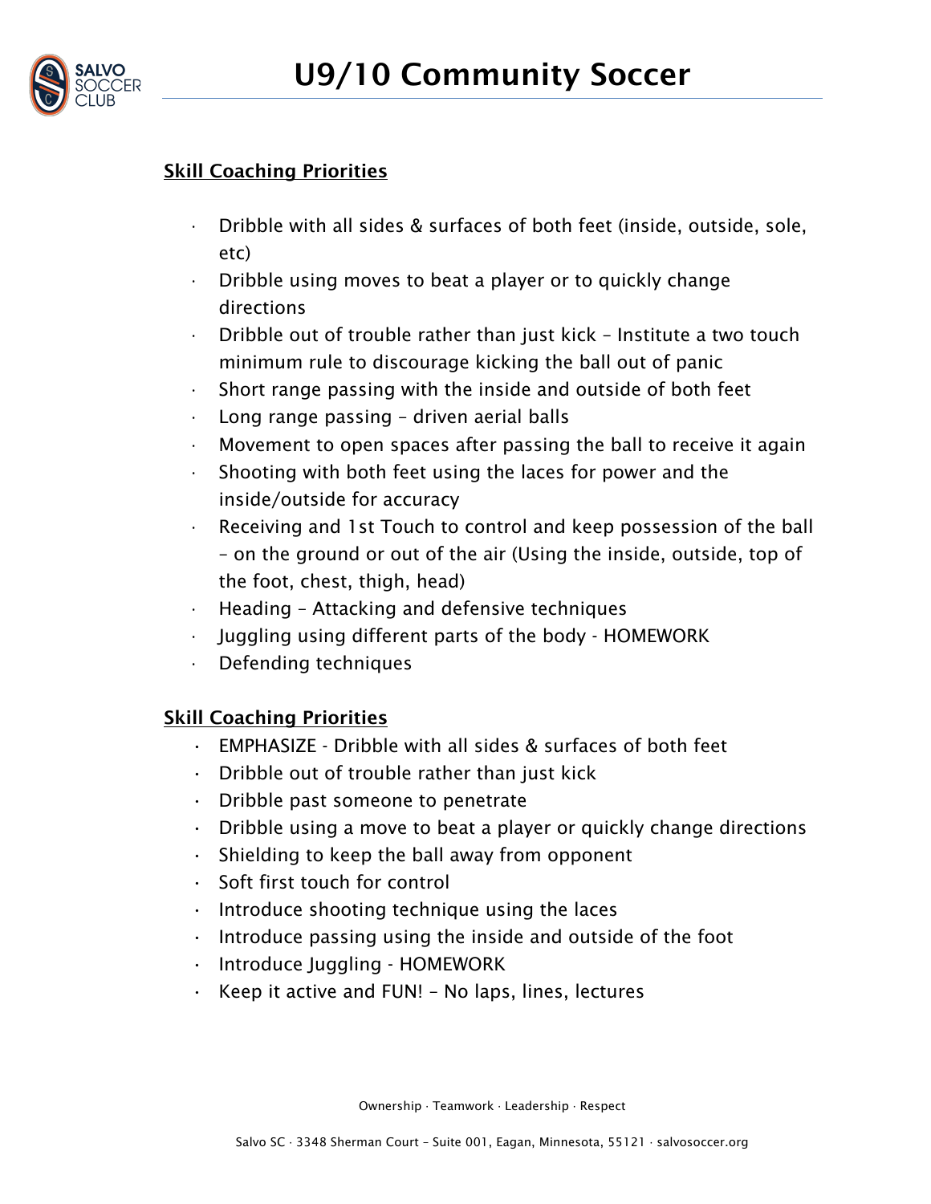# U9/10 Community Soccer

**Skill Coaching Priorities**

- Dribble with all sides & surfaces of both feet (inside, outside, sole, etc)
- Dribble using moves to beat a player or to quickly change directions
- Dribble out of trouble rather than just kick – Institute a two touch minimum rule to discourage kicking the ball out of panic
- Short range passing with the inside and outside of both feet
- Long range passing – driven aerial balls
- Movement to open spaces after passing the ball to receive it again
- Shooting with both feet using the laces for power and the inside/outside for accuracy
- Receiving and 1st Touch to control and keep possession of the ball – on the ground or out of the air (Using the inside, outside, top of the foot, chest, thigh, head)
- Heading – Attacking and defensive techniques
- Juggling using different parts of the body - HOMEWORK
- Defending techniques

**Skill Coaching Priorities**

- EMPHASIZE - Dribble with all sides & surfaces of both feet
- Dribble out of trouble rather than just kick
- Dribble past someone to penetrate
- Dribble using a move to beat a player or quickly change directions
- Shielding to keep the ball away from opponent
- Soft first touch for control
- Introduce shooting technique using the laces
- Introduce passing using the inside and outside of the foot
- Introduce Juggling - HOMEWORK
- Keep it active and FUN! – No laps, lines, lectures

Ownership · Teamwork · Leadership · Respect

Salvo SC · 3348 Sherman Court – Suite 001, Eagan, Minnesota, 55121 · salvosoccer.org